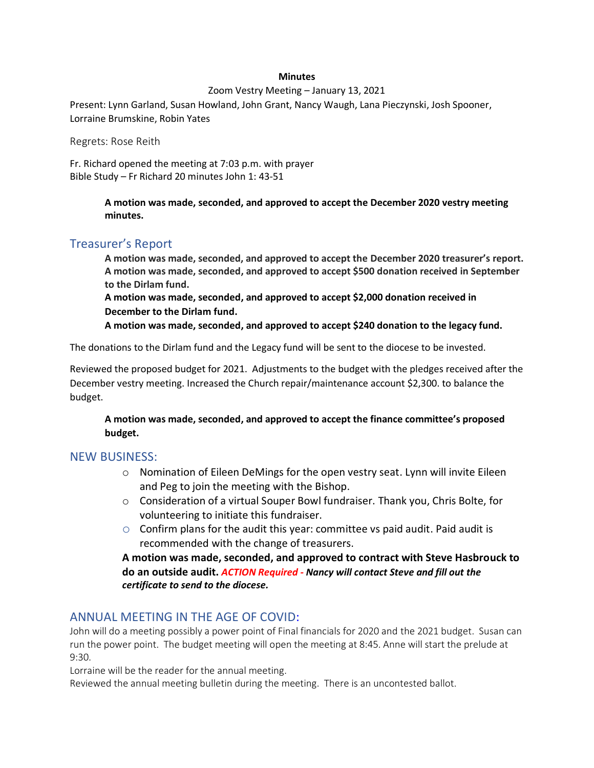**Minutes**

Zoom Vestry Meeting – January 13, 2021

Present: Lynn Garland, Susan Howland, John Grant, Nancy Waugh, Lana Pieczynski, Josh Spooner, Lorraine Brumskine, Robin Yates

Regrets: Rose Reith

Fr. Richard opened the meeting at 7:03 p.m. with prayer
Bible Study – Fr Richard 20 minutes John 1: 43-51

**A motion was made, seconded, and approved to accept the December 2020 vestry meeting minutes.**

## Treasurer's Report

**A motion was made, seconded, and approved to accept the December 2020 treasurer's report.**
**A motion was made, seconded, and approved to accept $500 donation received in September to the Dirlam fund.**
**A motion was made, seconded, and approved to accept $2,000 donation received in December to the Dirlam fund.**
**A motion was made, seconded, and approved to accept $240 donation to the legacy fund.**

The donations to the Dirlam fund and the Legacy fund will be sent to the diocese to be invested.

Reviewed the proposed budget for 2021. Adjustments to the budget with the pledges received after the December vestry meeting. Increased the Church repair/maintenance account $2,300. to balance the budget.

**A motion was made, seconded, and approved to accept the finance committee's proposed budget.**

## NEW BUSINESS:

- Nomination of Eileen DeMings for the open vestry seat. Lynn will invite Eileen and Peg to join the meeting with the Bishop.
- Consideration of a virtual Souper Bowl fundraiser. Thank you, Chris Bolte, for volunteering to initiate this fundraiser.
- Confirm plans for the audit this year: committee vs paid audit. Paid audit is recommended with the change of treasurers.

**A motion was made, seconded, and approved to contract with Steve Hasbrouck to do an outside audit.** ***ACTION Required - Nancy will contact Steve and fill out the certificate to send to the diocese.***

## ANNUAL MEETING IN THE AGE OF COVID:

John will do a meeting possibly a power point of Final financials for 2020 and the 2021 budget. Susan can run the power point. The budget meeting will open the meeting at 8:45. Anne will start the prelude at 9:30.
Lorraine will be the reader for the annual meeting.
Reviewed the annual meeting bulletin during the meeting. There is an uncontested ballot.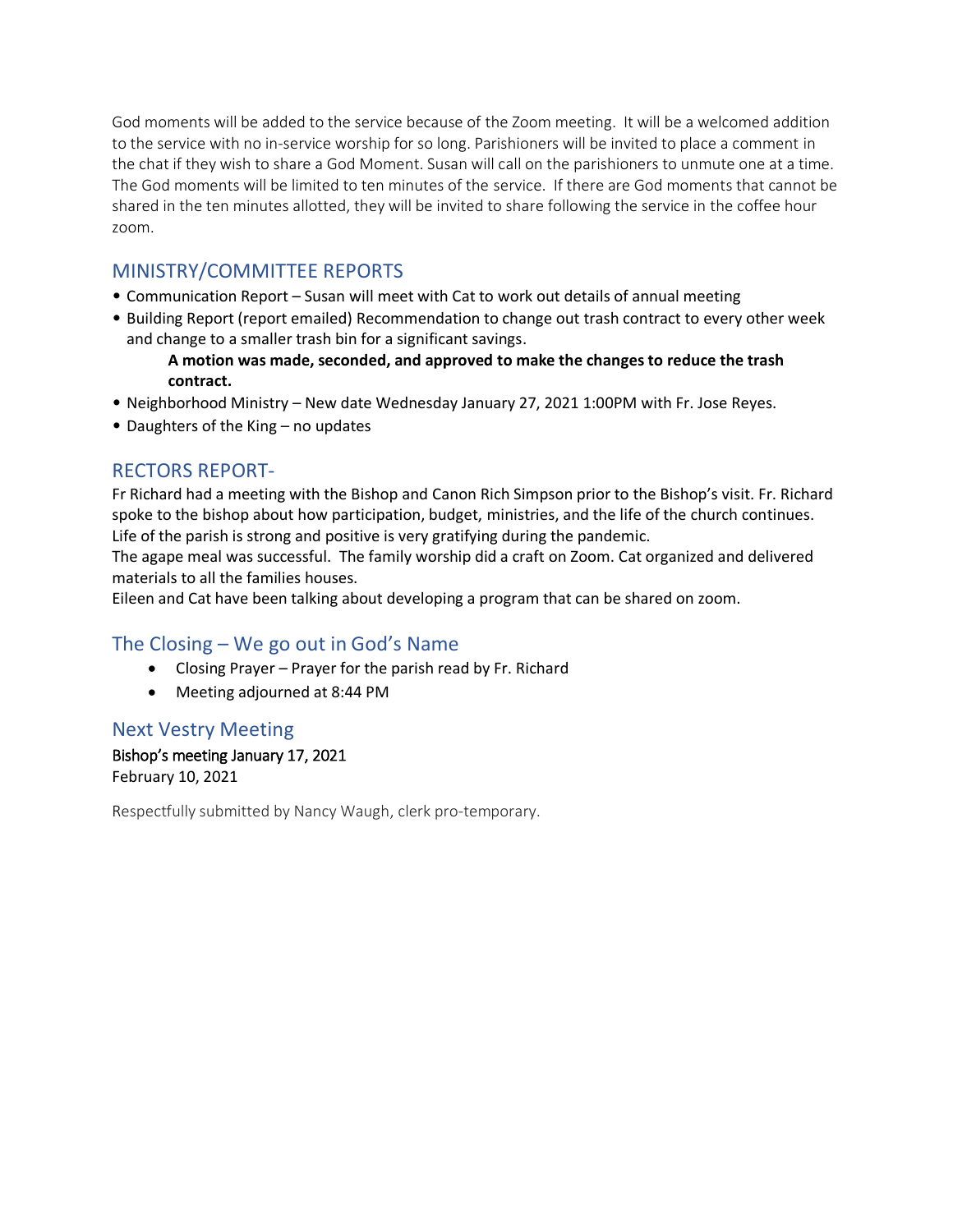God moments will be added to the service because of the Zoom meeting. It will be a welcomed addition to the service with no in-service worship for so long. Parishioners will be invited to place a comment in the chat if they wish to share a God Moment. Susan will call on the parishioners to unmute one at a time. The God moments will be limited to ten minutes of the service. If there are God moments that cannot be shared in the ten minutes allotted, they will be invited to share following the service in the coffee hour zoom.

## MINISTRY/COMMITTEE REPORTS

- Communication Report – Susan will meet with Cat to work out details of annual meeting
- Building Report (report emailed) Recommendation to change out trash contract to every other week and change to a smaller trash bin for a significant savings.

  **A motion was made, seconded, and approved to make the changes to reduce the trash contract.**
- Neighborhood Ministry – New date Wednesday January 27, 2021 1:00PM with Fr. Jose Reyes.
- Daughters of the King – no updates

## RECTORS REPORT-

Fr Richard had a meeting with the Bishop and Canon Rich Simpson prior to the Bishop's visit. Fr. Richard spoke to the bishop about how participation, budget, ministries, and the life of the church continues. Life of the parish is strong and positive is very gratifying during the pandemic.

The agape meal was successful. The family worship did a craft on Zoom. Cat organized and delivered materials to all the families houses.

Eileen and Cat have been talking about developing a program that can be shared on zoom.

## The Closing – We go out in God's Name

- Closing Prayer – Prayer for the parish read by Fr. Richard
- Meeting adjourned at 8:44 PM

## Next Vestry Meeting

Bishop's meeting January 17, 2021

February 10, 2021

Respectfully submitted by Nancy Waugh, clerk pro-temporary.